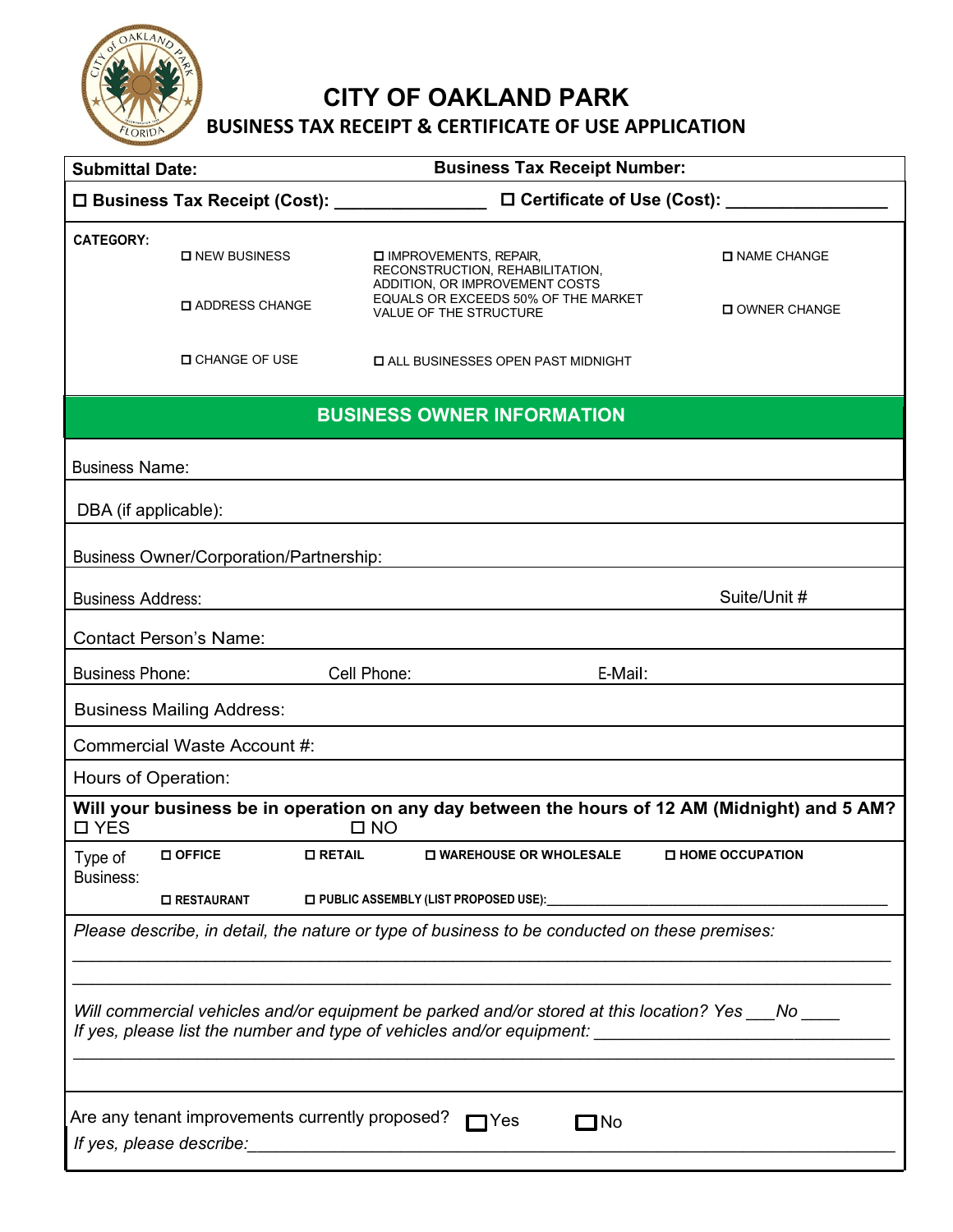# CITY OF OAKLAND PARK

## BUSINESS TAX RECEIPT & CERTIFICATE OF USE APPLICATION

**Submittal Date:** **Business Tax Receipt Number:**

☐ **Business Tax Receipt (Cost):** _______________ ☐ **Certificate of Use (Cost):** _______________

**CATEGORY:**

- ☐ NEW BUSINESS
- ☐ ADDRESS CHANGE
- ☐ CHANGE OF USE
- ☐ IMPROVEMENTS, REPAIR, RECONSTRUCTION, REHABILITATION, ADDITION, OR IMPROVEMENT COSTS EQUALS OR EXCEEDS 50% OF THE MARKET VALUE OF THE STRUCTURE
- ☐ ALL BUSINESSES OPEN PAST MIDNIGHT
- ☐ NAME CHANGE
- ☐ OWNER CHANGE

### BUSINESS OWNER INFORMATION

Business Name:

DBA (if applicable):

Business Owner/Corporation/Partnership:

Business Address: Suite/Unit #

Contact Person's Name:

Business Phone: Cell Phone: E-Mail:

Business Mailing Address:

Commercial Waste Account #:

Hours of Operation:

**Will your business be in operation on any day between the hours of 12 AM (Midnight) and 5 AM?**
☐ YES ☐ NO

Type of Business: ☐ **OFFICE** ☐ **RETAIL** ☐ **WAREHOUSE OR WHOLESALE** ☐ **HOME OCCUPATION**
☐ **RESTAURANT** ☐ **PUBLIC ASSEMBLY (LIST PROPOSED USE):**_______________

*Please describe, in detail, the nature or type of business to be conducted on these premises:*

_______________________________________________

_______________________________________________

*Will commercial vehicles and/or equipment be parked and/or stored at this location? Yes ___No ____*
*If yes, please list the number and type of vehicles and/or equipment:* _______________

_______________________________________________

Are any tenant improvements currently proposed? ☐ Yes ☐ No
*If yes, please describe:*_______________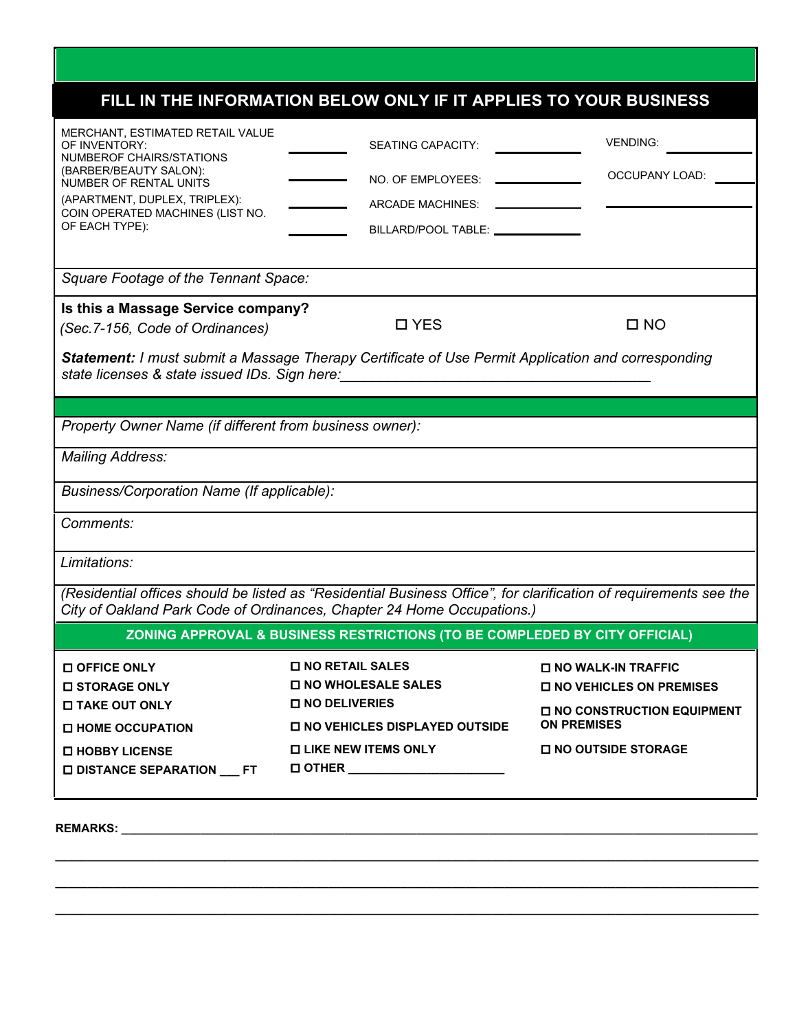## FILL IN THE INFORMATION BELOW ONLY IF IT APPLIES TO YOUR BUSINESS

| | | | | | |
|---|---|---|---|---|---|
| MERCHANT, ESTIMATED RETAIL VALUE OF INVENTORY: | ______ | SEATING CAPACITY: | ______ | VENDING: | ______ |
| NUMBEROF CHAIRS/STATIONS (BARBER/BEAUTY SALON): | ______ | NO. OF EMPLOYEES: | ______ | OCCUPANY LOAD: | ______ |
| NUMBER OF RENTAL UNITS (APARTMENT, DUPLEX, TRIPLEX): | ______ | ARCADE MACHINES: | ______ | | ______ |
| COIN OPERATED MACHINES (LIST NO. OF EACH TYPE): | ______ | BILLARD/POOL TABLE: | ______ | | |

*Square Footage of the Tennant Space:*

**Is this a Massage Service company?**
*(Sec.7-156, Code of Ordinances)* ☐ YES ☐ NO

***Statement:*** *I must submit a Massage Therapy Certificate of Use Permit Application and corresponding state licenses & state issued IDs. Sign here:*______________________________________

*Property Owner Name (if different from business owner):*

*Mailing Address:*

*Business/Corporation Name (If applicable):*

*Comments:*

*Limitations:*

*(Residential offices should be listed as "Residential Business Office", for clarification of requirements see the City of Oakland Park Code of Ordinances, Chapter 24 Home Occupations.)*

## ZONING APPROVAL & BUSINESS RESTRICTIONS (TO BE COMPLEDED BY CITY OFFICIAL)

- ☐ **OFFICE ONLY**
- ☐ **STORAGE ONLY**
- ☐ **TAKE OUT ONLY**
- ☐ **HOME OCCUPATION**
- ☐ **HOBBY LICENSE**
- ☐ **DISTANCE SEPARATION ___ FT**
- ☐ **NO RETAIL SALES**
- ☐ **NO WHOLESALE SALES**
- ☐ **NO DELIVERIES**
- ☐ **NO VEHICLES DISPLAYED OUTSIDE**
- ☐ **LIKE NEW ITEMS ONLY**
- ☐ **OTHER ______________________**
- ☐ **NO WALK-IN TRAFFIC**
- ☐ **NO VEHICLES ON PREMISES**
- ☐ **NO CONSTRUCTION EQUIPMENT ON PREMISES**
- ☐ **NO OUTSIDE STORAGE**

**REMARKS:** ______________________________________________________________________________

______________________________________________________________________________________

______________________________________________________________________________________

______________________________________________________________________________________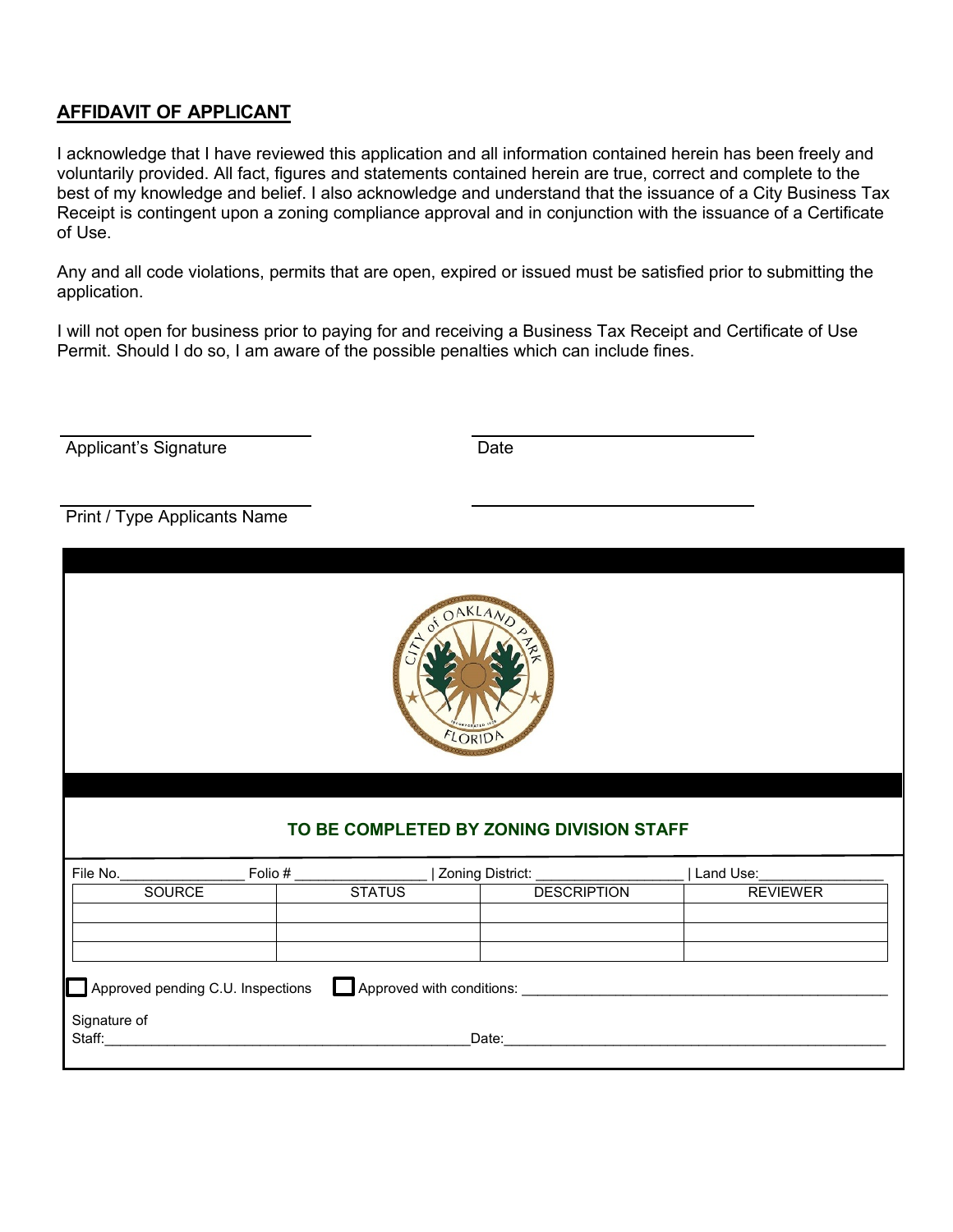## AFFIDAVIT OF APPLICANT

I acknowledge that I have reviewed this application and all information contained herein has been freely and voluntarily provided. All fact, figures and statements contained herein are true, correct and complete to the best of my knowledge and belief. I also acknowledge and understand that the issuance of a City Business Tax Receipt is contingent upon a zoning compliance approval and in conjunction with the issuance of a Certificate of Use.

Any and all code violations, permits that are open, expired or issued must be satisfied prior to submitting the application.

I will not open for business prior to paying for and receiving a Business Tax Receipt and Certificate of Use Permit. Should I do so, I am aware of the possible penalties which can include fines.

______________________________ ______________________________
Applicant's Signature Date

______________________________ ______________________________
Print / Type Applicants Name

CITY of OAKLAND PARK
FLORIDA

**TO BE COMPLETED BY ZONING DIVISION STAFF**

File No.________________ Folio # ________________ | Zoning District: ________________ | Land Use:________________

| SOURCE | STATUS | DESCRIPTION | REVIEWER |
|---|---|---|---|
| | | | |
| | | | |
| | | | |

☐ Approved pending C.U. Inspections ☐ Approved with conditions: ______________________________________________

Signature of Staff:______________________________________________Date:______________________________________________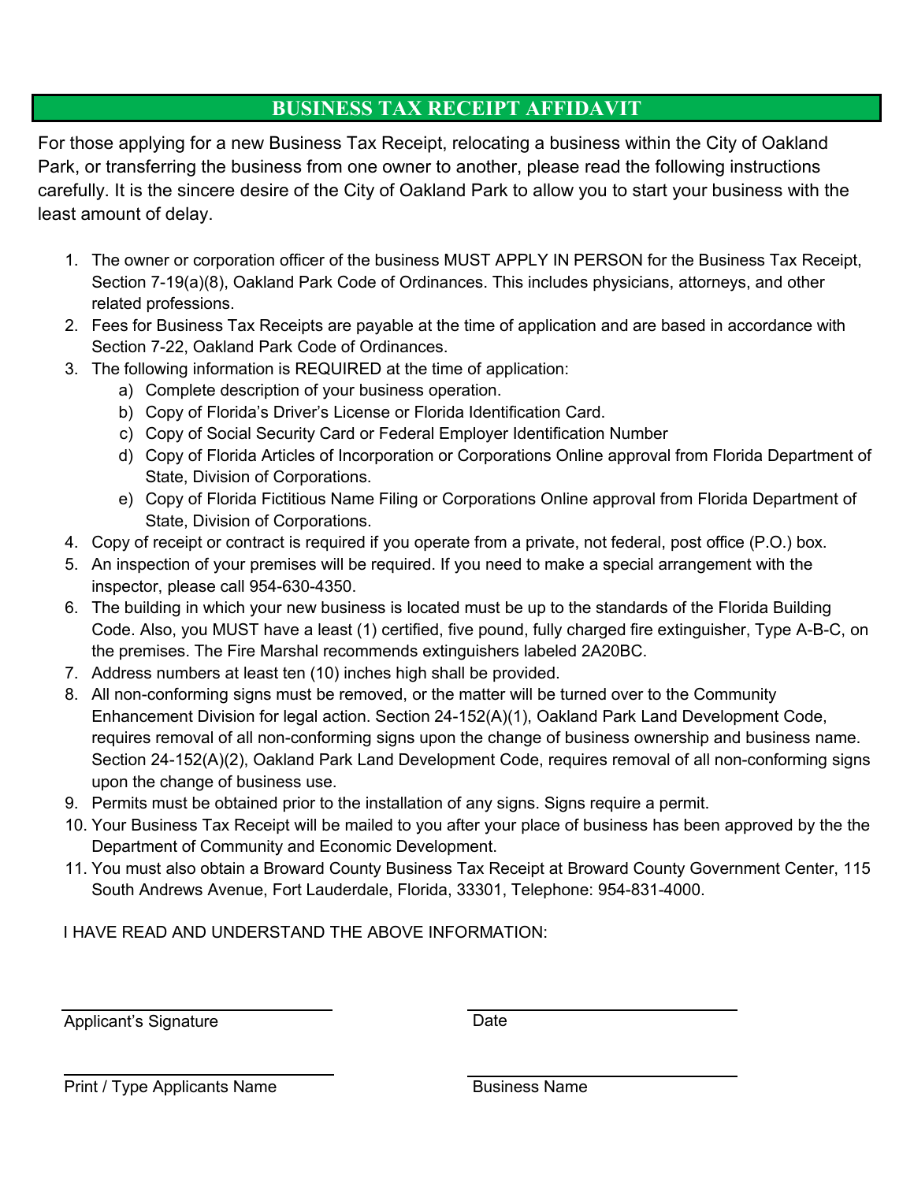# BUSINESS TAX RECEIPT AFFIDAVIT

For those applying for a new Business Tax Receipt, relocating a business within the City of Oakland Park, or transferring the business from one owner to another, please read the following instructions carefully. It is the sincere desire of the City of Oakland Park to allow you to start your business with the least amount of delay.

1. The owner or corporation officer of the business MUST APPLY IN PERSON for the Business Tax Receipt, Section 7-19(a)(8), Oakland Park Code of Ordinances. This includes physicians, attorneys, and other related professions.
2. Fees for Business Tax Receipts are payable at the time of application and are based in accordance with Section 7-22, Oakland Park Code of Ordinances.
3. The following information is REQUIRED at the time of application:
   a) Complete description of your business operation.
   b) Copy of Florida's Driver's License or Florida Identification Card.
   c) Copy of Social Security Card or Federal Employer Identification Number
   d) Copy of Florida Articles of Incorporation or Corporations Online approval from Florida Department of State, Division of Corporations.
   e) Copy of Florida Fictitious Name Filing or Corporations Online approval from Florida Department of State, Division of Corporations.
4. Copy of receipt or contract is required if you operate from a private, not federal, post office (P.O.) box.
5. An inspection of your premises will be required. If you need to make a special arrangement with the inspector, please call 954-630-4350.
6. The building in which your new business is located must be up to the standards of the Florida Building Code. Also, you MUST have a least (1) certified, five pound, fully charged fire extinguisher, Type A-B-C, on the premises. The Fire Marshal recommends extinguishers labeled 2A20BC.
7. Address numbers at least ten (10) inches high shall be provided.
8. All non-conforming signs must be removed, or the matter will be turned over to the Community Enhancement Division for legal action. Section 24-152(A)(1), Oakland Park Land Development Code, requires removal of all non-conforming signs upon the change of business ownership and business name. Section 24-152(A)(2), Oakland Park Land Development Code, requires removal of all non-conforming signs upon the change of business use.
9. Permits must be obtained prior to the installation of any signs. Signs require a permit.
10. Your Business Tax Receipt will be mailed to you after your place of business has been approved by the the Department of Community and Economic Development.
11. You must also obtain a Broward County Business Tax Receipt at Broward County Government Center, 115 South Andrews Avenue, Fort Lauderdale, Florida, 33301, Telephone: 954-831-4000.

I HAVE READ AND UNDERSTAND THE ABOVE INFORMATION:

\_\_\_\_\_\_\_\_\_\_\_\_\_\_\_\_\_\_\_\_\_\_\_\_\_\_\_\_ \_\_\_\_\_\_\_\_\_\_\_\_\_\_\_\_\_\_\_\_\_\_\_\_\_\_\_\_

Applicant's Signature Date

\_\_\_\_\_\_\_\_\_\_\_\_\_\_\_\_\_\_\_\_\_\_\_\_\_\_\_\_ \_\_\_\_\_\_\_\_\_\_\_\_\_\_\_\_\_\_\_\_\_\_\_\_\_\_\_\_

Print / Type Applicants Name Business Name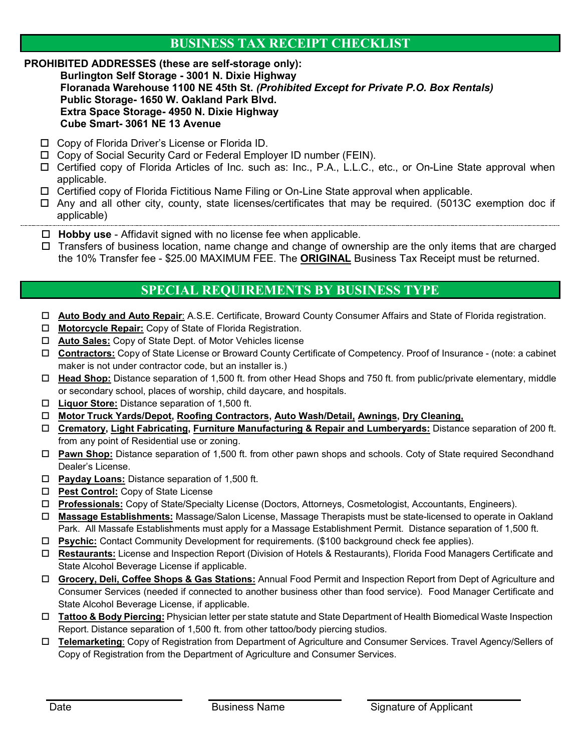## BUSINESS TAX RECEIPT CHECKLIST

**PROHIBITED ADDRESSES (these are self-storage only):**

**Burlington Self Storage - 3001 N. Dixie Highway**
**Floranada Warehouse 1100 NE 45th St.** ***(Prohibited Except for Private P.O. Box Rentals)***
**Public Storage- 1650 W. Oakland Park Blvd.**
**Extra Space Storage- 4950 N. Dixie Highway**
**Cube Smart- 3061 NE 13 Avenue**

- ☐ Copy of Florida Driver's License or Florida ID.
- ☐ Copy of Social Security Card or Federal Employer ID number (FEIN).
- ☐ Certified copy of Florida Articles of Inc. such as: Inc., P.A., L.L.C., etc., or On-Line State approval when applicable.
- ☐ Certified copy of Florida Fictitious Name Filing or On-Line State approval when applicable.
- ☐ Any and all other city, county, state licenses/certificates that may be required. (5013C exemption doc if applicable)

---

- ☐ **Hobby use** - Affidavit signed with no license fee when applicable.
- ☐ Transfers of business location, name change and change of ownership are the only items that are charged the 10% Transfer fee - $25.00 MAXIMUM FEE. The **ORIGINAL** Business Tax Receipt must be returned.

## SPECIAL REQUIREMENTS BY BUSINESS TYPE

- ☐ **Auto Body and Auto Repair**: A.S.E. Certificate, Broward County Consumer Affairs and State of Florida registration.
- ☐ **Motorcycle Repair:** Copy of State of Florida Registration.
- ☐ **Auto Sales:** Copy of State Dept. of Motor Vehicles license
- ☐ **Contractors:** Copy of State License or Broward County Certificate of Competency. Proof of Insurance - (note: a cabinet maker is not under contractor code, but an installer is.)
- ☐ **Head Shop:** Distance separation of 1,500 ft. from other Head Shops and 750 ft. from public/private elementary, middle or secondary school, places of worship, child daycare, and hospitals.
- ☐ **Liquor Store:** Distance separation of 1,500 ft.
- ☐ **Motor Truck Yards/Depot, Roofing Contractors, Auto Wash/Detail, Awnings, Dry Cleaning,**
- ☐ **Crematory, Light Fabricating, Furniture Manufacturing & Repair and Lumberyards:** Distance separation of 200 ft. from any point of Residential use or zoning.
- ☐ **Pawn Shop:** Distance separation of 1,500 ft. from other pawn shops and schools. Coty of State required Secondhand Dealer's License.
- ☐ **Payday Loans:** Distance separation of 1,500 ft.
- ☐ **Pest Control:** Copy of State License
- ☐ **Professionals:** Copy of State/Specialty License (Doctors, Attorneys, Cosmetologist, Accountants, Engineers).
- ☐ **Massage Establishments:** Massage/Salon License, Massage Therapists must be state-licensed to operate in Oakland Park. All Massafe Establishments must apply for a Massage Establishment Permit. Distance separation of 1,500 ft.
- ☐ **Psychic:** Contact Community Development for requirements. ($100 background check fee applies).
- ☐ **Restaurants:** License and Inspection Report (Division of Hotels & Restaurants), Florida Food Managers Certificate and State Alcohol Beverage License if applicable.
- ☐ **Grocery, Deli, Coffee Shops & Gas Stations:** Annual Food Permit and Inspection Report from Dept of Agriculture and Consumer Services (needed if connected to another business other than food service). Food Manager Certificate and State Alcohol Beverage License, if applicable.
- ☐ **Tattoo & Body Piercing:** Physician letter per state statute and State Department of Health Biomedical Waste Inspection Report. Distance separation of 1,500 ft. from other tattoo/body piercing studios.
- ☐ **Telemarketing**: Copy of Registration from Department of Agriculture and Consumer Services. Travel Agency/Sellers of Copy of Registration from the Department of Agriculture and Consumer Services.

______________________ ______________________ ______________________

Date Business Name Signature of Applicant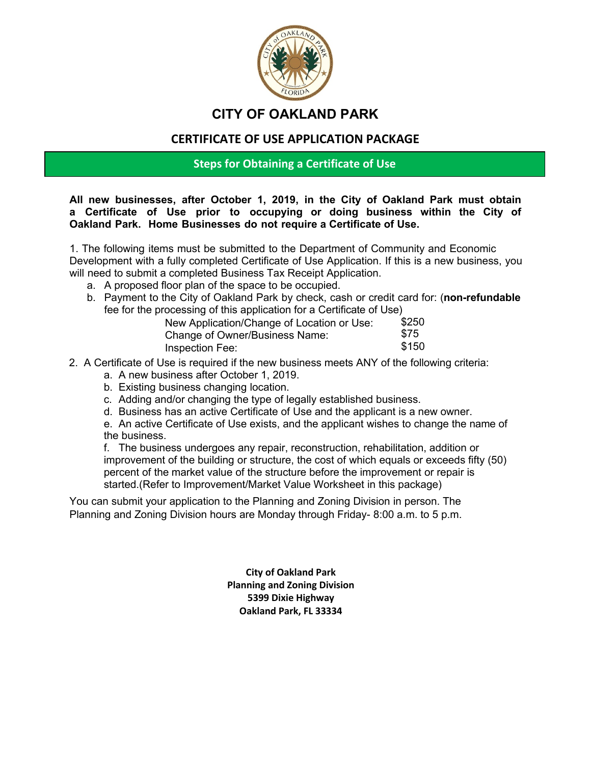# CITY OF OAKLAND PARK

## CERTIFICATE OF USE APPLICATION PACKAGE

### Steps for Obtaining a Certificate of Use

**All new businesses, after October 1, 2019, in the City of Oakland Park must obtain a Certificate of Use prior to occupying or doing business within the City of Oakland Park. Home Businesses do not require a Certificate of Use.**

1. The following items must be submitted to the Department of Community and Economic Development with a fully completed Certificate of Use Application. If this is a new business, you will need to submit a completed Business Tax Receipt Application.
   a. A proposed floor plan of the space to be occupied.
   b. Payment to the City of Oakland Park by check, cash or credit card for: (**non-refundable** fee for the processing of this application for a Certificate of Use)

| | |
|---|---|
| New Application/Change of Location or Use: | $250 |
| Change of Owner/Business Name: | $75 |
| Inspection Fee: | $150 |

2. A Certificate of Use is required if the new business meets ANY of the following criteria:
   a. A new business after October 1, 2019.
   b. Existing business changing location.
   c. Adding and/or changing the type of legally established business.
   d. Business has an active Certificate of Use and the applicant is a new owner.
   e. An active Certificate of Use exists, and the applicant wishes to change the name of the business.
   f. The business undergoes any repair, reconstruction, rehabilitation, addition or improvement of the building or structure, the cost of which equals or exceeds fifty (50) percent of the market value of the structure before the improvement or repair is started.(Refer to Improvement/Market Value Worksheet in this package)

You can submit your application to the Planning and Zoning Division in person. The Planning and Zoning Division hours are Monday through Friday- 8:00 a.m. to 5 p.m.

**City of Oakland Park**
**Planning and Zoning Division**
**5399 Dixie Highway**
**Oakland Park, FL 33334**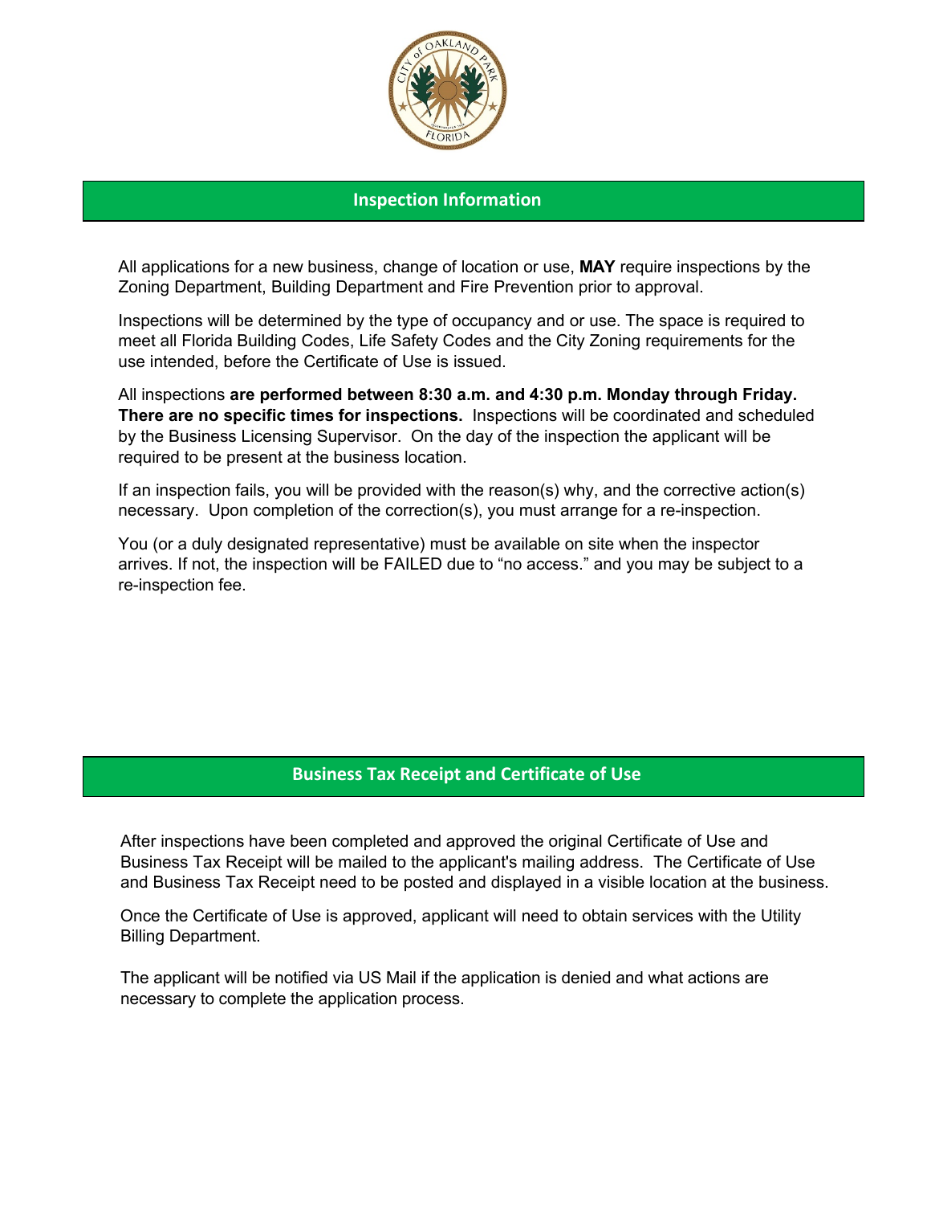## Inspection Information

All applications for a new business, change of location or use, **MAY** require inspections by the Zoning Department, Building Department and Fire Prevention prior to approval.

Inspections will be determined by the type of occupancy and or use. The space is required to meet all Florida Building Codes, Life Safety Codes and the City Zoning requirements for the use intended, before the Certificate of Use is issued.

All inspections **are performed between 8:30 a.m. and 4:30 p.m. Monday through Friday. There are no specific times for inspections.** Inspections will be coordinated and scheduled by the Business Licensing Supervisor. On the day of the inspection the applicant will be required to be present at the business location.

If an inspection fails, you will be provided with the reason(s) why, and the corrective action(s) necessary. Upon completion of the correction(s), you must arrange for a re-inspection.

You (or a duly designated representative) must be available on site when the inspector arrives. If not, the inspection will be FAILED due to "no access." and you may be subject to a re-inspection fee.

## Business Tax Receipt and Certificate of Use

After inspections have been completed and approved the original Certificate of Use and Business Tax Receipt will be mailed to the applicant's mailing address. The Certificate of Use and Business Tax Receipt need to be posted and displayed in a visible location at the business.

Once the Certificate of Use is approved, applicant will need to obtain services with the Utility Billing Department.

The applicant will be notified via US Mail if the application is denied and what actions are necessary to complete the application process.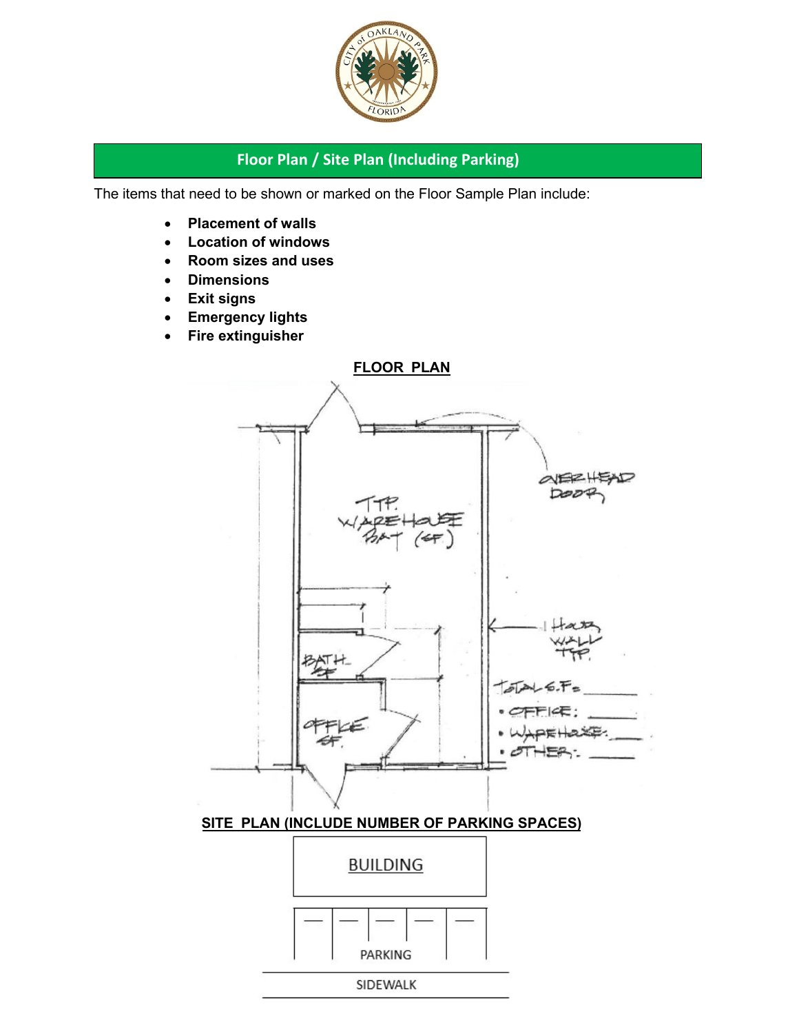## Floor Plan / Site Plan (Including Parking)

The items that need to be shown or marked on the Floor Sample Plan include:

- **Placement of walls**
- **Location of windows**
- **Room sizes and uses**
- **Dimensions**
- **Exit signs**
- **Emergency lights**
- **Fire extinguisher**

**FLOOR PLAN**

OVERHEAD DOOR

TYP. WAREHOUSE BAY (SF)

1 HOUR WALL TYP.

BATH SF

OFFICE SF.

TOTAL S.F.= ______

- OFFICE: ______
- WAREHOUSE: ______
- OTHER: ______

**SITE PLAN (INCLUDE NUMBER OF PARKING SPACES)**

BUILDING

PARKING

SIDEWALK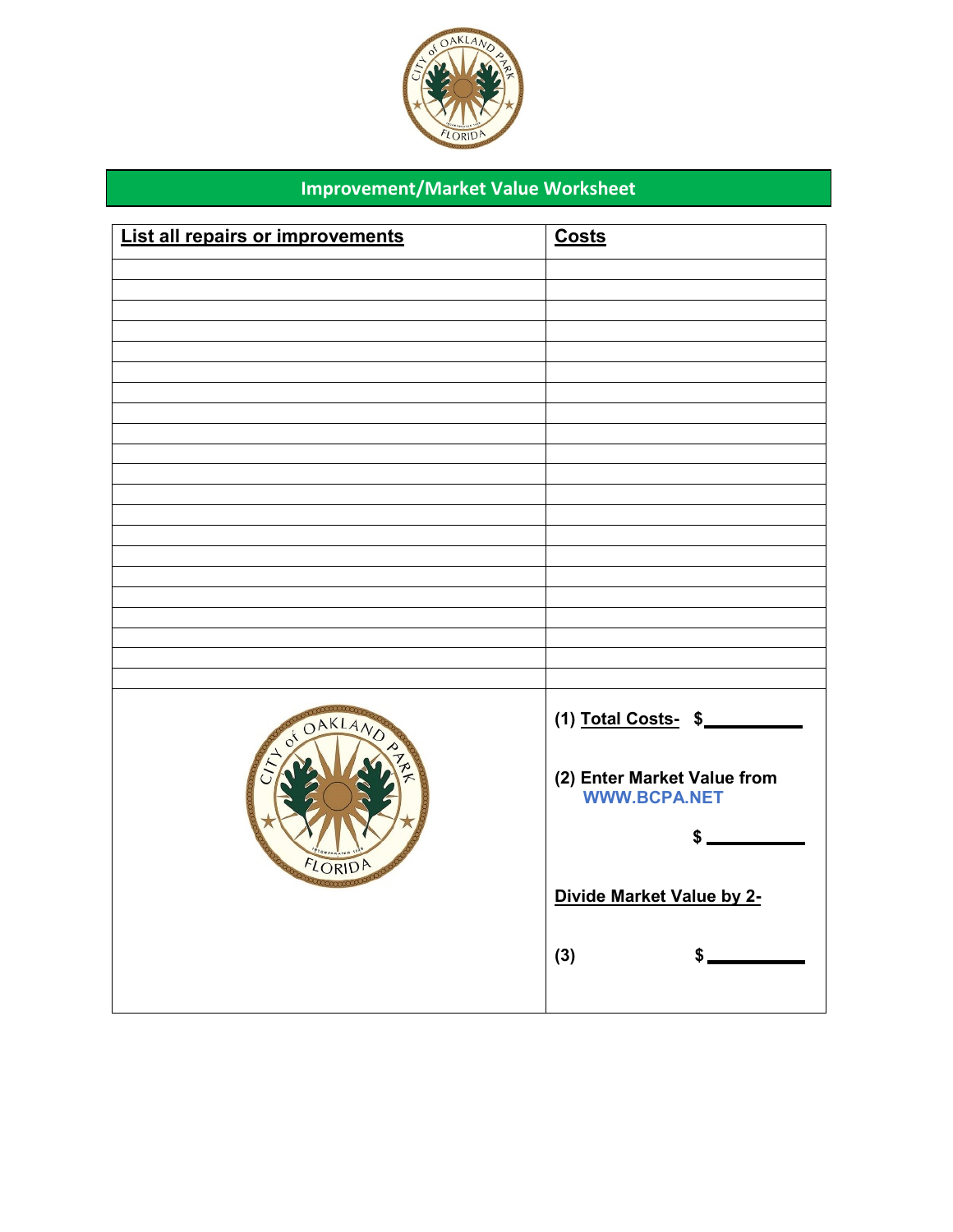# Improvement/Market Value Worksheet

| List all repairs or improvements | Costs |
|---|---|
| | |
| | |
| | |
| | |
| | |
| | |
| | |
| | |
| | |
| | |
| | |
| | |
| | |
| | |
| | |
| | |
| | |
| | |
| | |
| | |
| | |

**(1) Total Costs-** $__________

**(2) Enter Market Value from WWW.BCPA.NET**

$__________

**Divide Market Value by 2-**

**(3)** $__________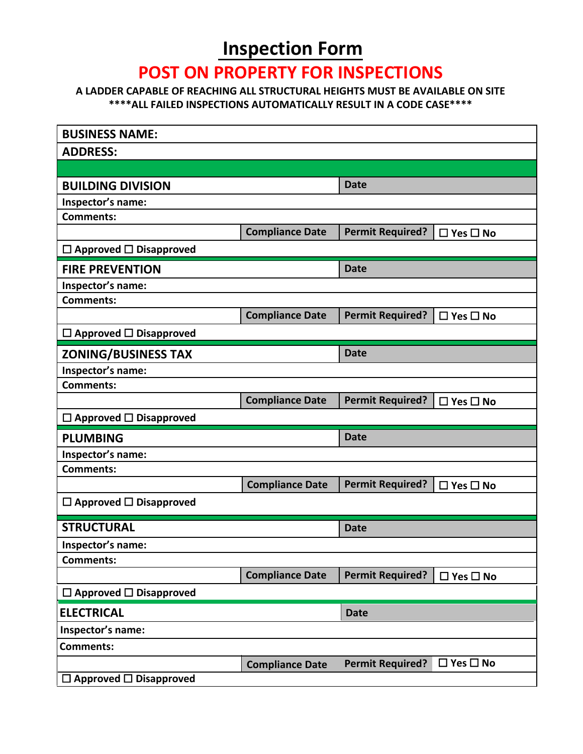# Inspection Form

## POST ON PROPERTY FOR INSPECTIONS

**A LADDER CAPABLE OF REACHING ALL STRUCTURAL HEIGHTS MUST BE AVAILABLE ON SITE**

**\*\*\*\*ALL FAILED INSPECTIONS AUTOMATICALLY RESULT IN A CODE CASE\*\*\*\***

| | | | |
|---|---|---|---|
| **BUSINESS NAME:** | | | |
| **ADDRESS:** | | | |
| | | | |
| **BUILDING DIVISION** | | **Date** | |
| **Inspector's name:** | | | |
| **Comments:** | | | |
| | **Compliance Date** | **Permit Required?** | ☐ Yes ☐ No |
| ☐ Approved ☐ Disapproved | | | |
| **FIRE PREVENTION** | | **Date** | |
| **Inspector's name:** | | | |
| **Comments:** | | | |
| | **Compliance Date** | **Permit Required?** | ☐ Yes ☐ No |
| ☐ Approved ☐ Disapproved | | | |
| **ZONING/BUSINESS TAX** | | **Date** | |
| **Inspector's name:** | | | |
| **Comments:** | | | |
| | **Compliance Date** | **Permit Required?** | ☐ Yes ☐ No |
| ☐ Approved ☐ Disapproved | | | |
| **PLUMBING** | | **Date** | |
| **Inspector's name:** | | | |
| **Comments:** | | | |
| | **Compliance Date** | **Permit Required?** | ☐ Yes ☐ No |
| ☐ Approved ☐ Disapproved | | | |
| **STRUCTURAL** | | **Date** | |
| **Inspector's name:** | | | |
| **Comments:** | | | |
| | **Compliance Date** | **Permit Required?** | ☐ Yes ☐ No |
| ☐ Approved ☐ Disapproved | | | |
| **ELECTRICAL** | | **Date** | |
| **Inspector's name:** | | | |
| **Comments:** | | | |
| | **Compliance Date** | **Permit Required?** | ☐ Yes ☐ No |
| ☐ Approved ☐ Disapproved | | | |